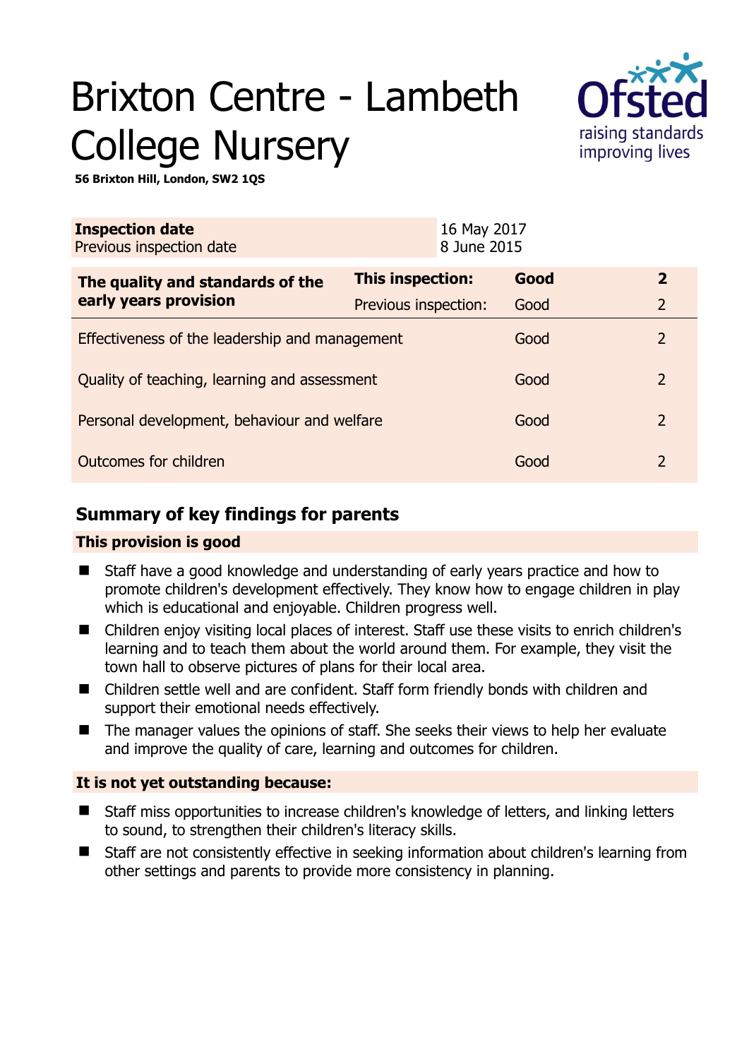# Brixton Centre - Lambeth College Nursery

**56 Brixton Hill, London, SW2 1QS**

| **Inspection date** | 16 May 2017 |
|---|---|
| Previous inspection date | 8 June 2015 |

| **The quality and standards of the early years provision** | **This inspection:** | **Good** | **2** |
|---|---|---|---|
| | Previous inspection: | Good | 2 |
| Effectiveness of the leadership and management | | Good | 2 |
| Quality of teaching, learning and assessment | | Good | 2 |
| Personal development, behaviour and welfare | | Good | 2 |
| Outcomes for children | | Good | 2 |

## Summary of key findings for parents

### This provision is good

- Staff have a good knowledge and understanding of early years practice and how to promote children's development effectively. They know how to engage children in play which is educational and enjoyable. Children progress well.
- Children enjoy visiting local places of interest. Staff use these visits to enrich children's learning and to teach them about the world around them. For example, they visit the town hall to observe pictures of plans for their local area.
- Children settle well and are confident. Staff form friendly bonds with children and support their emotional needs effectively.
- The manager values the opinions of staff. She seeks their views to help her evaluate and improve the quality of care, learning and outcomes for children.

### It is not yet outstanding because:

- Staff miss opportunities to increase children's knowledge of letters, and linking letters to sound, to strengthen their children's literacy skills.
- Staff are not consistently effective in seeking information about children's learning from other settings and parents to provide more consistency in planning.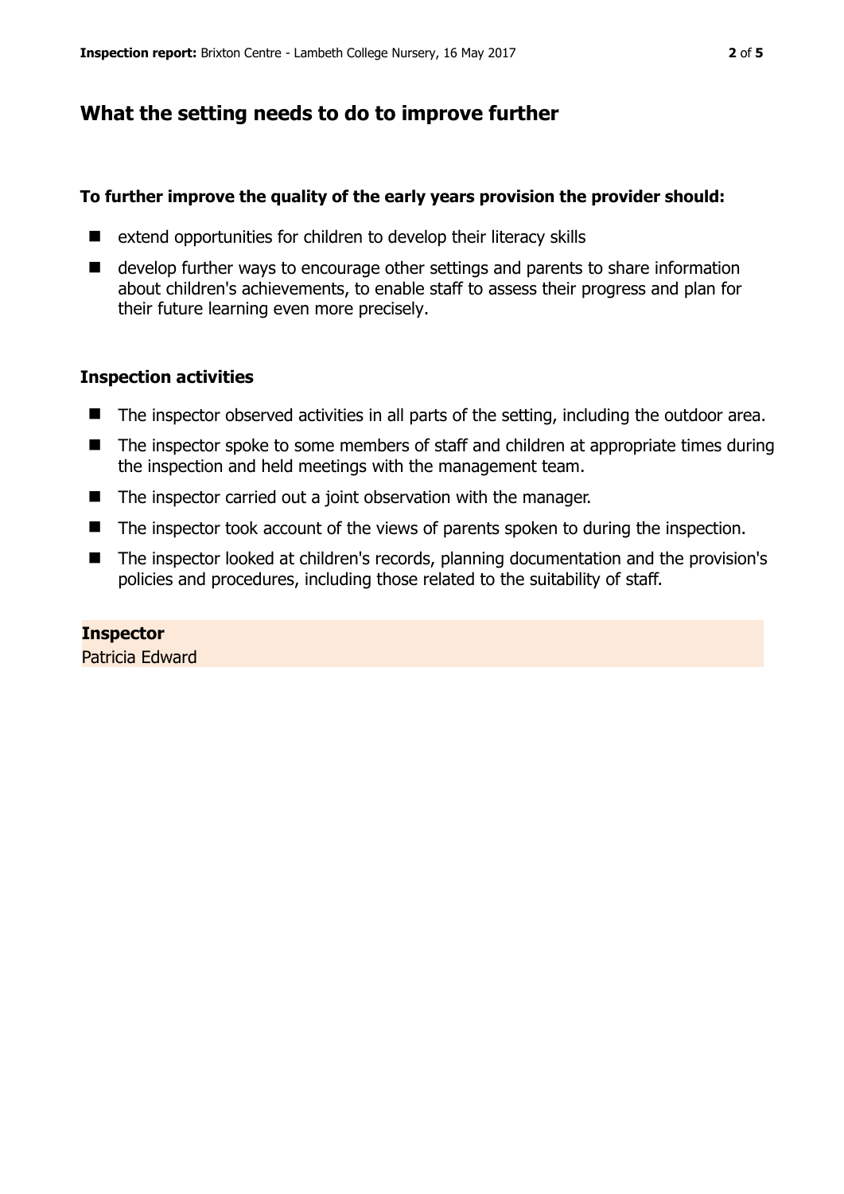## What the setting needs to do to improve further

**To further improve the quality of the early years provision the provider should:**

- extend opportunities for children to develop their literacy skills
- develop further ways to encourage other settings and parents to share information about children's achievements, to enable staff to assess their progress and plan for their future learning even more precisely.

### Inspection activities

- The inspector observed activities in all parts of the setting, including the outdoor area.
- The inspector spoke to some members of staff and children at appropriate times during the inspection and held meetings with the management team.
- The inspector carried out a joint observation with the manager.
- The inspector took account of the views of parents spoken to during the inspection.
- The inspector looked at children's records, planning documentation and the provision's policies and procedures, including those related to the suitability of staff.

**Inspector**
Patricia Edward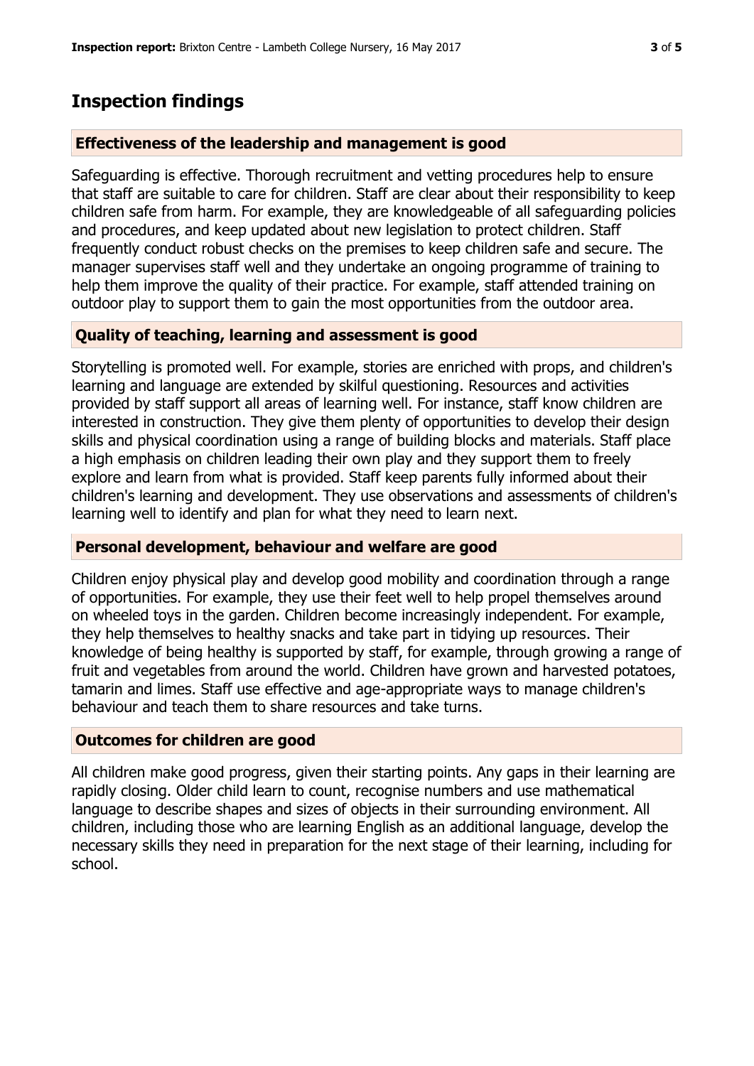## Inspection findings

### Effectiveness of the leadership and management is good

Safeguarding is effective. Thorough recruitment and vetting procedures help to ensure that staff are suitable to care for children. Staff are clear about their responsibility to keep children safe from harm. For example, they are knowledgeable of all safeguarding policies and procedures, and keep updated about new legislation to protect children. Staff frequently conduct robust checks on the premises to keep children safe and secure. The manager supervises staff well and they undertake an ongoing programme of training to help them improve the quality of their practice. For example, staff attended training on outdoor play to support them to gain the most opportunities from the outdoor area.

### Quality of teaching, learning and assessment is good

Storytelling is promoted well. For example, stories are enriched with props, and children's learning and language are extended by skilful questioning. Resources and activities provided by staff support all areas of learning well. For instance, staff know children are interested in construction. They give them plenty of opportunities to develop their design skills and physical coordination using a range of building blocks and materials. Staff place a high emphasis on children leading their own play and they support them to freely explore and learn from what is provided. Staff keep parents fully informed about their children's learning and development. They use observations and assessments of children's learning well to identify and plan for what they need to learn next.

### Personal development, behaviour and welfare are good

Children enjoy physical play and develop good mobility and coordination through a range of opportunities. For example, they use their feet well to help propel themselves around on wheeled toys in the garden. Children become increasingly independent. For example, they help themselves to healthy snacks and take part in tidying up resources. Their knowledge of being healthy is supported by staff, for example, through growing a range of fruit and vegetables from around the world. Children have grown and harvested potatoes, tamarin and limes. Staff use effective and age-appropriate ways to manage children's behaviour and teach them to share resources and take turns.

### Outcomes for children are good

All children make good progress, given their starting points. Any gaps in their learning are rapidly closing. Older child learn to count, recognise numbers and use mathematical language to describe shapes and sizes of objects in their surrounding environment. All children, including those who are learning English as an additional language, develop the necessary skills they need in preparation for the next stage of their learning, including for school.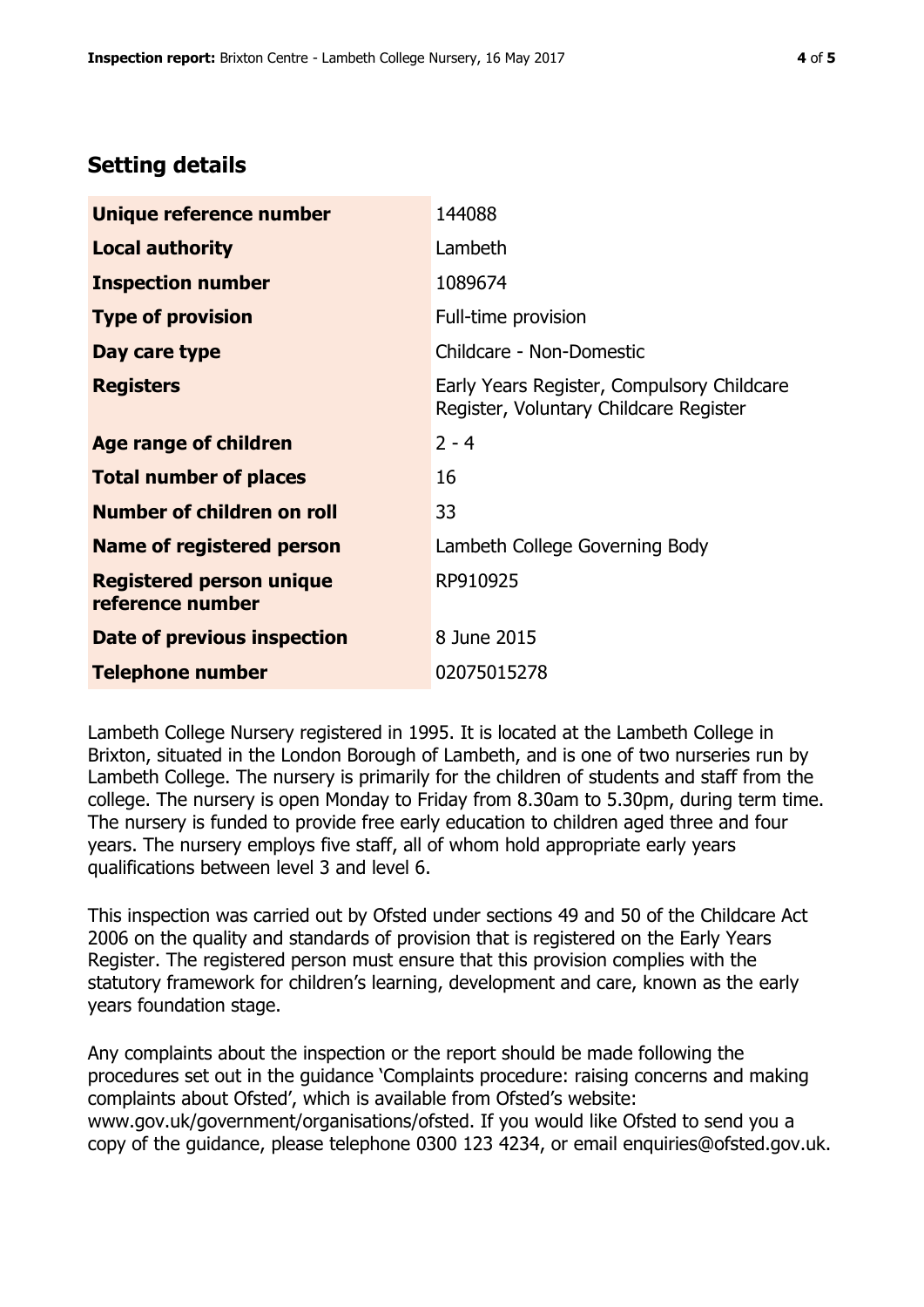## Setting details

| | |
|---|---|
| **Unique reference number** | 144088 |
| **Local authority** | Lambeth |
| **Inspection number** | 1089674 |
| **Type of provision** | Full-time provision |
| **Day care type** | Childcare - Non-Domestic |
| **Registers** | Early Years Register, Compulsory Childcare Register, Voluntary Childcare Register |
| **Age range of children** | 2 - 4 |
| **Total number of places** | 16 |
| **Number of children on roll** | 33 |
| **Name of registered person** | Lambeth College Governing Body |
| **Registered person unique reference number** | RP910925 |
| **Date of previous inspection** | 8 June 2015 |
| **Telephone number** | 02075015278 |

Lambeth College Nursery registered in 1995. It is located at the Lambeth College in Brixton, situated in the London Borough of Lambeth, and is one of two nurseries run by Lambeth College. The nursery is primarily for the children of students and staff from the college. The nursery is open Monday to Friday from 8.30am to 5.30pm, during term time. The nursery is funded to provide free early education to children aged three and four years. The nursery employs five staff, all of whom hold appropriate early years qualifications between level 3 and level 6.

This inspection was carried out by Ofsted under sections 49 and 50 of the Childcare Act 2006 on the quality and standards of provision that is registered on the Early Years Register. The registered person must ensure that this provision complies with the statutory framework for children's learning, development and care, known as the early years foundation stage.

Any complaints about the inspection or the report should be made following the procedures set out in the guidance 'Complaints procedure: raising concerns and making complaints about Ofsted', which is available from Ofsted's website: www.gov.uk/government/organisations/ofsted. If you would like Ofsted to send you a copy of the guidance, please telephone 0300 123 4234, or email enquiries@ofsted.gov.uk.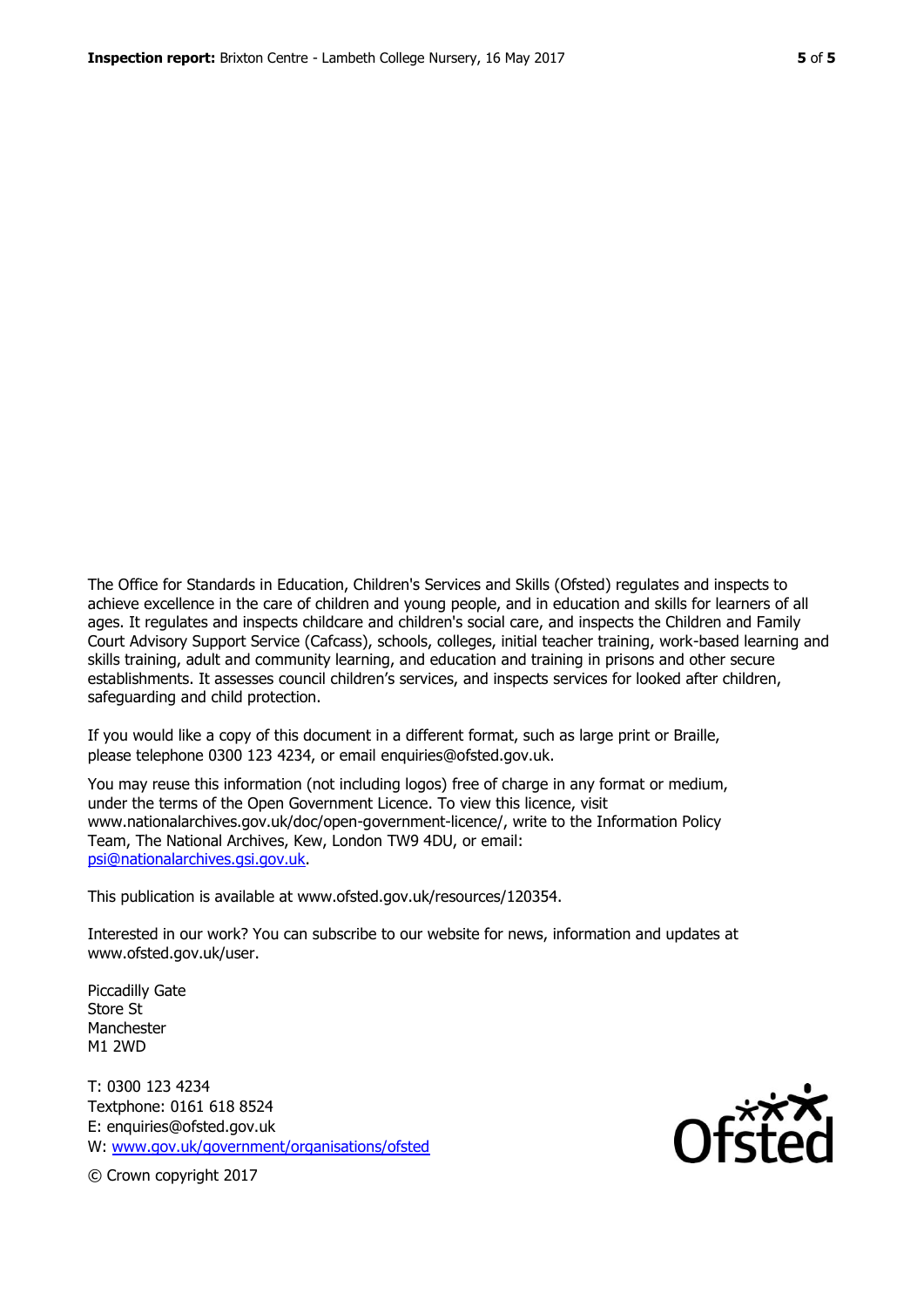The Office for Standards in Education, Children's Services and Skills (Ofsted) regulates and inspects to achieve excellence in the care of children and young people, and in education and skills for learners of all ages. It regulates and inspects childcare and children's social care, and inspects the Children and Family Court Advisory Support Service (Cafcass), schools, colleges, initial teacher training, work-based learning and skills training, adult and community learning, and education and training in prisons and other secure establishments. It assesses council children's services, and inspects services for looked after children, safeguarding and child protection.

If you would like a copy of this document in a different format, such as large print or Braille, please telephone 0300 123 4234, or email enquiries@ofsted.gov.uk.

You may reuse this information (not including logos) free of charge in any format or medium, under the terms of the Open Government Licence. To view this licence, visit www.nationalarchives.gov.uk/doc/open-government-licence/, write to the Information Policy Team, The National Archives, Kew, London TW9 4DU, or email: psi@nationalarchives.gsi.gov.uk.

This publication is available at www.ofsted.gov.uk/resources/120354.

Interested in our work? You can subscribe to our website for news, information and updates at www.ofsted.gov.uk/user.

Piccadilly Gate  
Store St  
Manchester  
M1 2WD

T: 0300 123 4234  
Textphone: 0161 618 8524  
E: enquiries@ofsted.gov.uk  
W: www.gov.uk/government/organisations/ofsted

© Crown copyright 2017